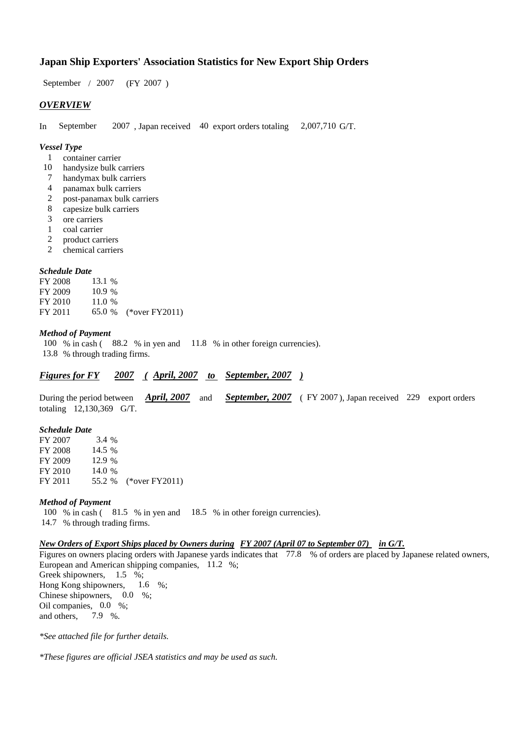# Japan Ship Exporters' Association Statistics for New Export Ship Orders

September / 2007 (FY 2007 )

## *OVERVIEW*

In September 2007 , Japan received 40 export orders totaling 2,007,710 G/T.

### *Vessel Type*

1 container carrier
10 handysize bulk carriers
7 handymax bulk carriers
4 panamax bulk carriers
2 post-panamax bulk carriers
8 capesize bulk carriers
3 ore carriers
1 coal carrier
2 product carriers
2 chemical carriers

### *Schedule Date*

| | | |
|---|---|---|
| FY 2008 | 13.1 % | |
| FY 2009 | 10.9 % | |
| FY 2010 | 11.0 % | |
| FY 2011 | 65.0 % | (*over FY2011) |

### *Method of Payment*

100 % in cash ( 88.2 % in yen and 11.8 % in other foreign currencies).
13.8 % through trading firms.

## *Figures for FY 2007 ( April, 2007 to September, 2007 )*

During the period between *April, 2007* and *September, 2007* ( FY 2007 ), Japan received 229 export orders totaling 12,130,369 G/T.

### *Schedule Date*

| | | |
|---|---|---|
| FY 2007 | 3.4 % | |
| FY 2008 | 14.5 % | |
| FY 2009 | 12.9 % | |
| FY 2010 | 14.0 % | |
| FY 2011 | 55.2 % | (*over FY2011) |

### *Method of Payment*

100 % in cash ( 81.5 % in yen and 18.5 % in other foreign currencies).
14.7 % through trading firms.

### *New Orders of Export Ships placed by Owners during FY 2007 (April 07 to September 07) in G/T.*

Figures on owners placing orders with Japanese yards indicates that 77.8 % of orders are placed by Japanese related owners,
European and American shipping companies, 11.2 %;
Greek shipowners, 1.5 %;
Hong Kong shipowners, 1.6 %;
Chinese shipowners, 0.0 %;
Oil companies, 0.0 %;
and others, 7.9 %.

*\*See attached file for further details.*

*\*These figures are official JSEA statistics and may be used as such.*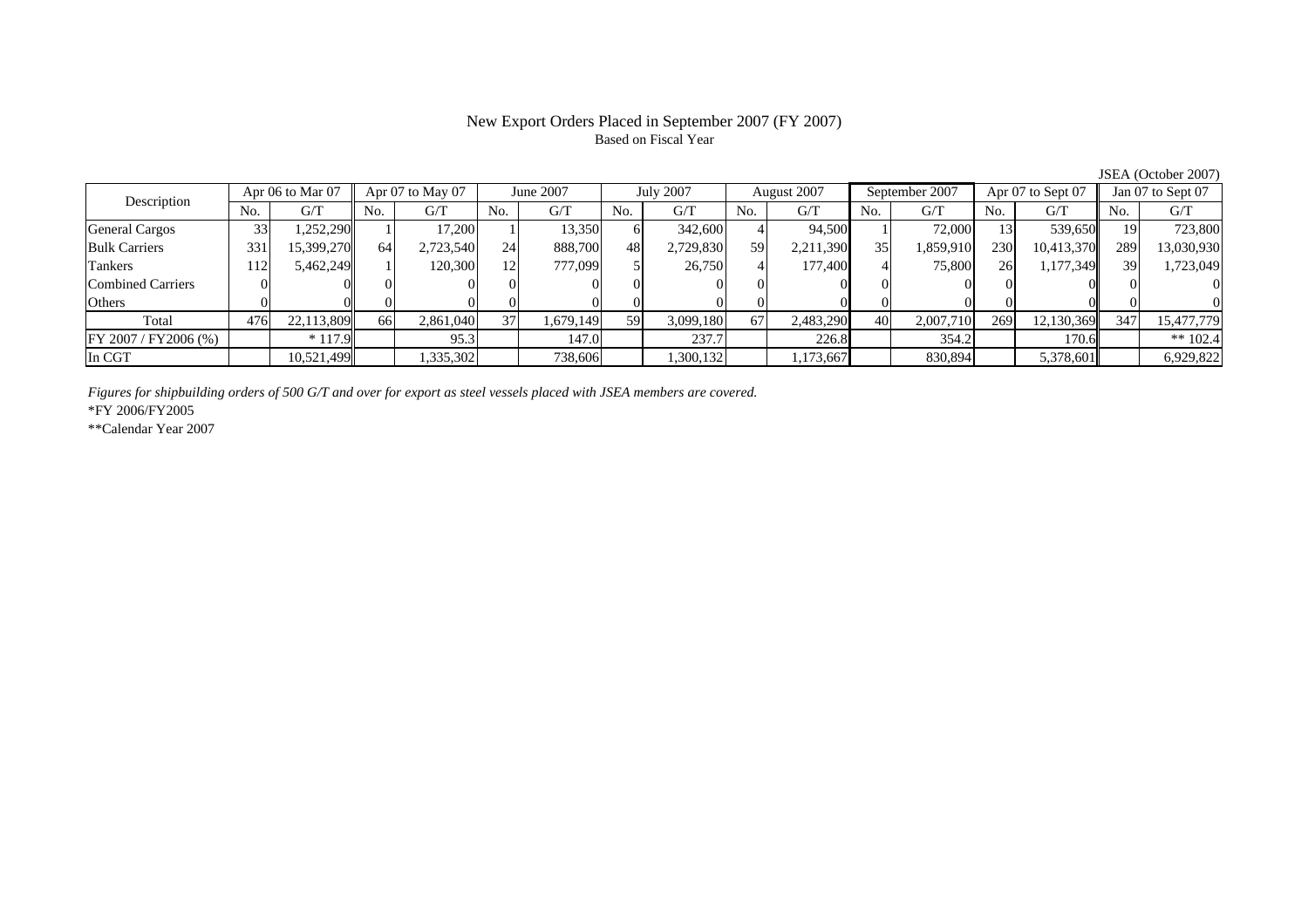# New Export Orders Placed in September 2007 (FY 2007)

Based on Fiscal Year

JSEA (October 2007)

| Description | Apr 06 to Mar 07 | | Apr 07 to May 07 | | June 2007 | | July 2007 | | August 2007 | | September 2007 | | Apr 07 to Sept 07 | | Jan 07 to Sept 07 | |
|---|---|---|---|---|---|---|---|---|---|---|---|---|---|---|---|---|
| | No. | G/T | No. | G/T | No. | G/T | No. | G/T | No. | G/T | No. | G/T | No. | G/T | No. | G/T |
| General Cargos | 33 | 1,252,290 | 1 | 17,200 | 1 | 13,350 | 6 | 342,600 | 4 | 94,500 | 1 | 72,000 | 13 | 539,650 | 19 | 723,800 |
| Bulk Carriers | 331 | 15,399,270 | 64 | 2,723,540 | 24 | 888,700 | 48 | 2,729,830 | 59 | 2,211,390 | 35 | 1,859,910 | 230 | 10,413,370 | 289 | 13,030,930 |
| Tankers | 112 | 5,462,249 | 1 | 120,300 | 12 | 777,099 | 5 | 26,750 | 4 | 177,400 | 4 | 75,800 | 26 | 1,177,349 | 39 | 1,723,049 |
| Combined Carriers | 0 | 0 | 0 | 0 | 0 | 0 | 0 | 0 | 0 | 0 | 0 | 0 | 0 | 0 | 0 | 0 |
| Others | 0 | 0 | 0 | 0 | 0 | 0 | 0 | 0 | 0 | 0 | 0 | 0 | 0 | 0 | 0 | 0 |
| Total | 476 | 22,113,809 | 66 | 2,861,040 | 37 | 1,679,149 | 59 | 3,099,180 | 67 | 2,483,290 | 40 | 2,007,710 | 269 | 12,130,369 | 347 | 15,477,779 |
| FY 2007 / FY2006 (%) | | * 117.9 | | 95.3 | | 147.0 | | 237.7 | | 226.8 | | 354.2 | | 170.6 | | ** 102.4 |
| In CGT | | 10,521,499 | | 1,335,302 | | 738,606 | | 1,300,132 | | 1,173,667 | | 830,894 | | 5,378,601 | | 6,929,822 |

*Figures for shipbuilding orders of 500 G/T and over for export as steel vessels placed with JSEA members are covered.*

*FY 2006/FY2005

**Calendar Year 2007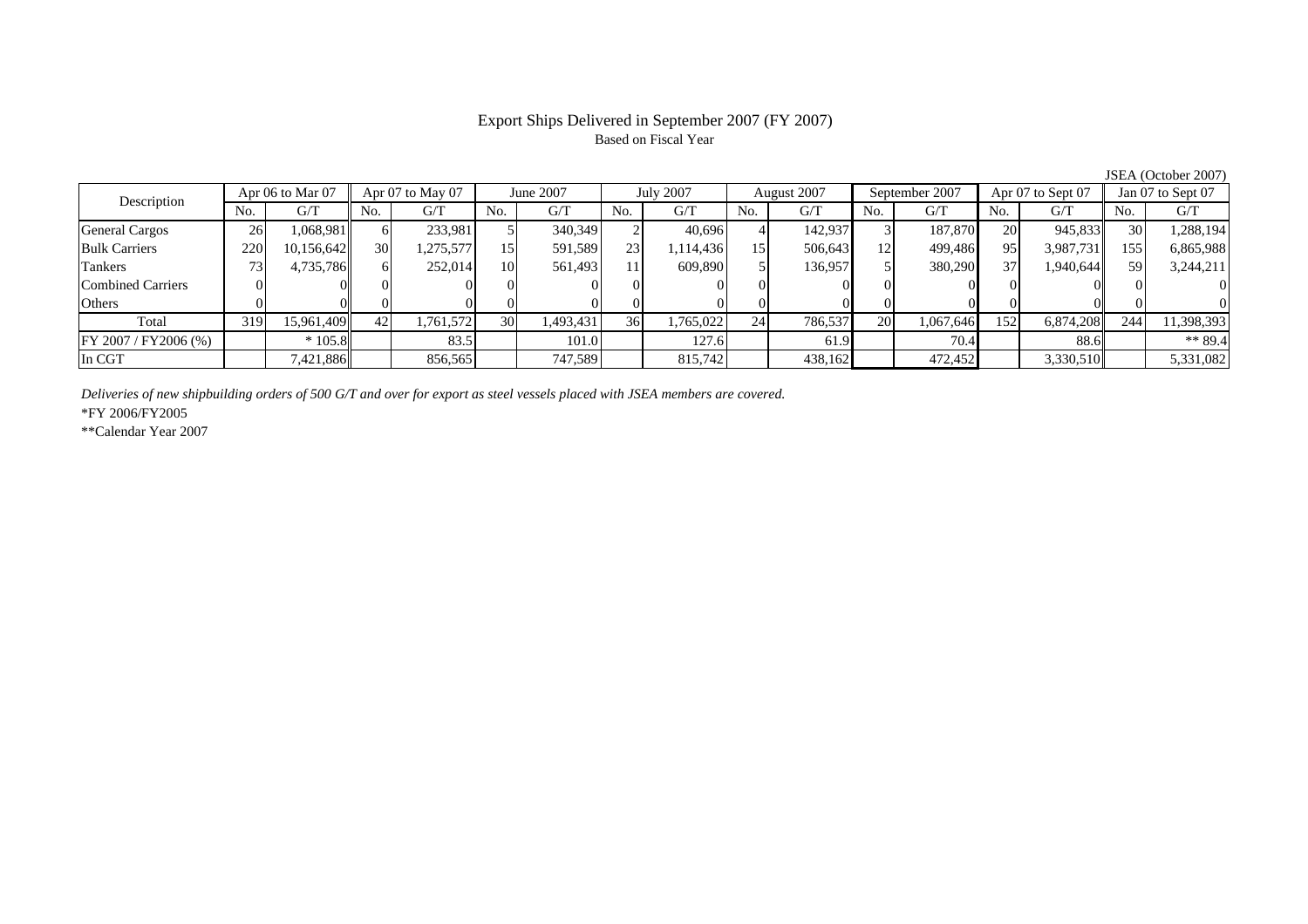# Export Ships Delivered in September 2007 (FY 2007)

Based on Fiscal Year

JSEA (October 2007)

| Description | Apr 06 to Mar 07 | | Apr 07 to May 07 | | June 2007 | | July 2007 | | August 2007 | | September 2007 | | Apr 07 to Sept 07 | | Jan 07 to Sept 07 | |
|---|---|---|---|---|---|---|---|---|---|---|---|---|---|---|---|---|
| | No. | G/T | No. | G/T | No. | G/T | No. | G/T | No. | G/T | No. | G/T | No. | G/T | No. | G/T |
| General Cargos | 26 | 1,068,981 | 6 | 233,981 | 5 | 340,349 | 2 | 40,696 | 4 | 142,937 | 3 | 187,870 | 20 | 945,833 | 30 | 1,288,194 |
| Bulk Carriers | 220 | 10,156,642 | 30 | 1,275,577 | 15 | 591,589 | 23 | 1,114,436 | 15 | 506,643 | 12 | 499,486 | 95 | 3,987,731 | 155 | 6,865,988 |
| Tankers | 73 | 4,735,786 | 6 | 252,014 | 10 | 561,493 | 11 | 609,890 | 5 | 136,957 | 5 | 380,290 | 37 | 1,940,644 | 59 | 3,244,211 |
| Combined Carriers | 0 | 0 | 0 | 0 | 0 | 0 | 0 | 0 | 0 | 0 | 0 | 0 | 0 | 0 | 0 | 0 |
| Others | 0 | 0 | 0 | 0 | 0 | 0 | 0 | 0 | 0 | 0 | 0 | 0 | 0 | 0 | 0 | 0 |
| Total | 319 | 15,961,409 | 42 | 1,761,572 | 30 | 1,493,431 | 36 | 1,765,022 | 24 | 786,537 | 20 | 1,067,646 | 152 | 6,874,208 | 244 | 11,398,393 |
| FY 2007 / FY2006 (%) | | * 105.8 | | 83.5 | | 101.0 | | 127.6 | | 61.9 | | 70.4 | | 88.6 | | ** 89.4 |
| In CGT | | 7,421,886 | | 856,565 | | 747,589 | | 815,742 | | 438,162 | | 472,452 | | 3,330,510 | | 5,331,082 |

*Deliveries of new shipbuilding orders of 500 G/T and over for export as steel vessels placed with JSEA members are covered.*

*FY 2006/FY2005

**Calendar Year 2007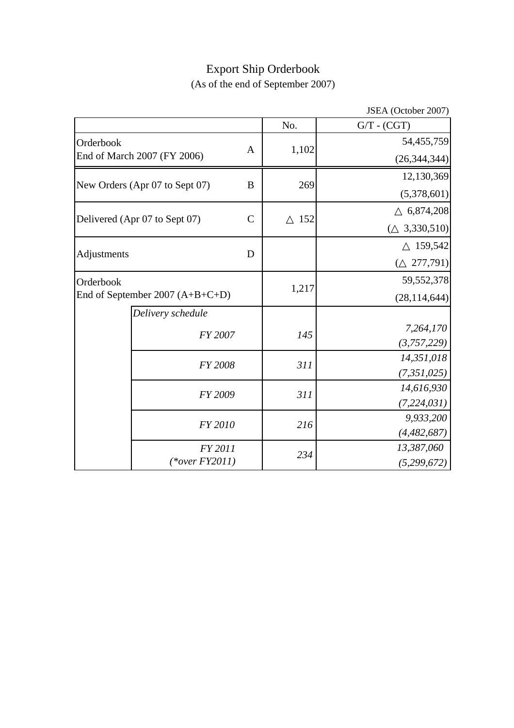# Export Ship Orderbook

(As of the end of September 2007)

JSEA (October 2007)

| | | | No. | G/T - (CGT) |
|---|---|---|---|---|
| Orderbook<br>End of March 2007 (FY 2006) | | A | 1,102 | 54,455,759<br>(26,344,344) |
| New Orders (Apr 07 to Sept 07) | | B | 269 | 12,130,369<br>(5,378,601) |
| Delivered (Apr 07 to Sept 07) | | C | △ 152 | △ 6,874,208<br>(△ 3,330,510) |
| Adjustments | | D | | △ 159,542<br>(△ 277,791) |
| Orderbook<br>End of September 2007 (A+B+C+D) | | | 1,217 | 59,552,378<br>(28,114,644) |
| | *Delivery schedule*<br>*FY 2007* | | *145* | *7,264,170*<br>*(3,757,229)* |
| | *FY 2008* | | *311* | *14,351,018*<br>*(7,351,025)* |
| | *FY 2009* | | *311* | *14,616,930*<br>*(7,224,031)* |
| | *FY 2010* | | *216* | *9,933,200*<br>*(4,482,687)* |
| | *FY 2011*<br>*(*over FY2011)* | | *234* | *13,387,060*<br>*(5,299,672)* |